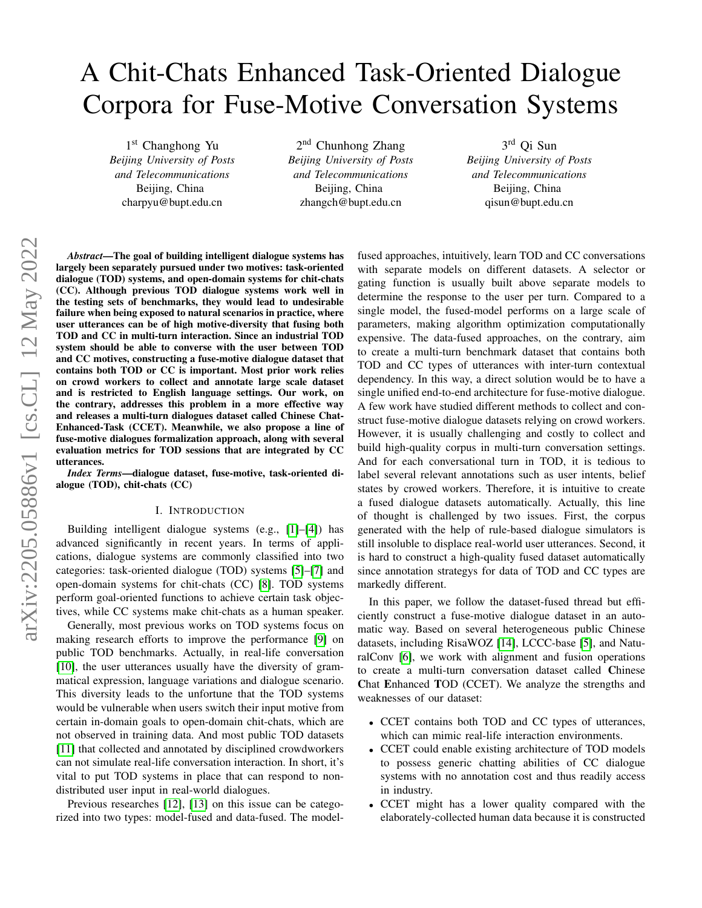# A Chit-Chats Enhanced Task-Oriented Dialogue Corpora for Fuse-Motive Conversation Systems

1st Changhong Yu
*Beijing University of Posts and Telecommunications*
Beijing, China
charpyu@bupt.edu.cn

2nd Chunhong Zhang
*Beijing University of Posts and Telecommunications*
Beijing, China
zhangch@bupt.edu.cn

3rd Qi Sun
*Beijing University of Posts and Telecommunications*
Beijing, China
qisun@bupt.edu.cn

***Abstract*—The goal of building intelligent dialogue systems has largely been separately pursued under two motives: task-oriented dialogue (TOD) systems, and open-domain systems for chit-chats (CC). Although previous TOD dialogue systems work well in the testing sets of benchmarks, they would lead to undesirable failure when being exposed to natural scenarios in practice, where user utterances can be of high motive-diversity that fusing both TOD and CC in multi-turn interaction. Since an industrial TOD system should be able to converse with the user between TOD and CC motives, constructing a fuse-motive dialogue dataset that contains both TOD or CC is important. Most prior work relies on crowd workers to collect and annotate large scale dataset and is restricted to English language settings. Our work, on the contrary, addresses this problem in a more effective way and releases a multi-turn dialogues dataset called Chinese Chat-Enhanced-Task (CCET). Meanwhile, we also propose a line of fuse-motive dialogues formalization approach, along with several evaluation metrics for TOD sessions that are integrated by CC utterances.**

***Index Terms*—dialogue dataset, fuse-motive, task-oriented dialogue (TOD), chit-chats (CC)**

## I. Introduction

Building intelligent dialogue systems (e.g., [1]–[4]) has advanced significantly in recent years. In terms of applications, dialogue systems are commonly classified into two categories: task-oriented dialogue (TOD) systems [5]–[7] and open-domain systems for chit-chats (CC) [8]. TOD systems perform goal-oriented functions to achieve certain task objectives, while CC systems make chit-chats as a human speaker.

Generally, most previous works on TOD systems focus on making research efforts to improve the performance [9] on public TOD benchmarks. Actually, in real-life conversation [10], the user utterances usually have the diversity of grammatical expression, language variations and dialogue scenario. This diversity leads to the unfortune that the TOD systems would be vulnerable when users switch their input motive from certain in-domain goals to open-domain chit-chats, which are not observed in training data. And most public TOD datasets [11] that collected and annotated by disciplined crowdworkers can not simulate real-life conversation interaction. In short, it's vital to put TOD systems in place that can respond to non-distributed user input in real-world dialogues.

Previous researches [12], [13] on this issue can be categorized into two types: model-fused and data-fused. The model-fused approaches, intuitively, learn TOD and CC conversations with separate models on different datasets. A selector or gating function is usually built above separate models to determine the response to the user per turn. Compared to a single model, the fused-model performs on a large scale of parameters, making algorithm optimization computationally expensive. The data-fused approaches, on the contrary, aim to create a multi-turn benchmark dataset that contains both TOD and CC types of utterances with inter-turn contextual dependency. In this way, a direct solution would be to have a single unified end-to-end architecture for fuse-motive dialogue. A few work have studied different methods to collect and construct fuse-motive dialogue datasets relying on crowd workers. However, it is usually challenging and costly to collect and build high-quality corpus in multi-turn conversation settings. And for each conversational turn in TOD, it is tedious to label several relevant annotations such as user intents, belief states by crowed workers. Therefore, it is intuitive to create a fused dialogue datasets automatically. Actually, this line of thought is challenged by two issues. First, the corpus generated with the help of rule-based dialogue simulators is still insoluble to displace real-world user utterances. Second, it is hard to construct a high-quality fused dataset automatically since annotation strategys for data of TOD and CC types are markedly different.

In this paper, we follow the dataset-fused thread but efficiently construct a fuse-motive dialogue dataset in an automatic way. Based on several heterogeneous public Chinese datasets, including RisaWOZ [14], LCCC-base [5], and NaturalConv [6], we work with alignment and fusion operations to create a multi-turn conversation dataset called **C**hinese **C**hat **E**nhanced **T**OD (CCET). We analyze the strengths and weaknesses of our dataset:

- CCET contains both TOD and CC types of utterances, which can mimic real-life interaction environments.
- CCET could enable existing architecture of TOD models to possess generic chatting abilities of CC dialogue systems with no annotation cost and thus readily access in industry.
- CCET might has a lower quality compared with the elaborately-collected human data because it is constructed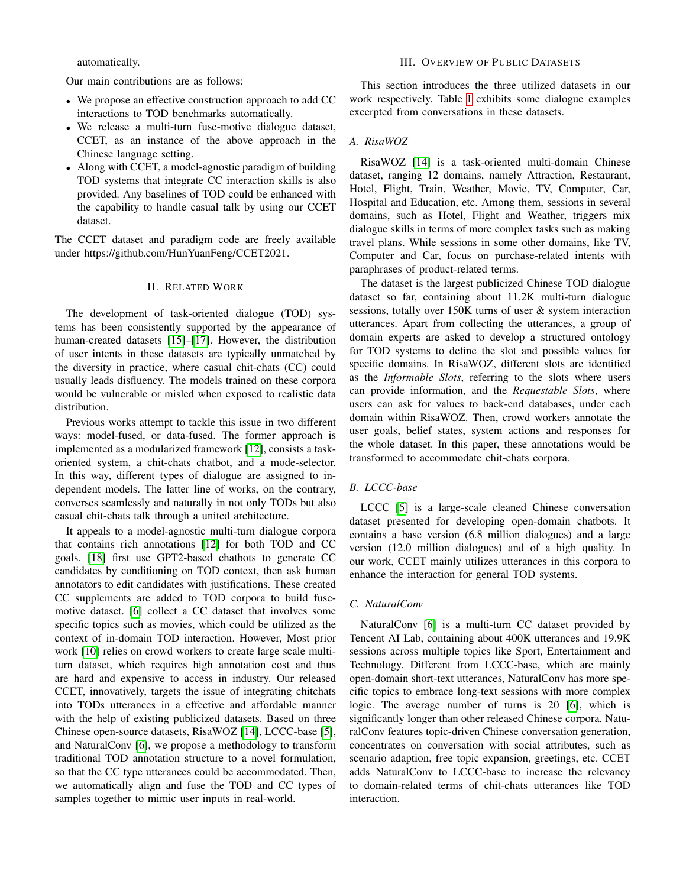automatically.

Our main contributions are as follows:

- We propose an effective construction approach to add CC interactions to TOD benchmarks automatically.
- We release a multi-turn fuse-motive dialogue dataset, CCET, as an instance of the above approach in the Chinese language setting.
- Along with CCET, a model-agnostic paradigm of building TOD systems that integrate CC interaction skills is also provided. Any baselines of TOD could be enhanced with the capability to handle casual talk by using our CCET dataset.

The CCET dataset and paradigm code are freely available under https://github.com/HunYuanFeng/CCET2021.

## II. Related Work

The development of task-oriented dialogue (TOD) systems has been consistently supported by the appearance of human-created datasets [15]–[17]. However, the distribution of user intents in these datasets are typically unmatched by the diversity in practice, where casual chit-chats (CC) could usually leads disfluency. The models trained on these corpora would be vulnerable or misled when exposed to realistic data distribution.

Previous works attempt to tackle this issue in two different ways: model-fused, or data-fused. The former approach is implemented as a modularized framework [12], consists a task-oriented system, a chit-chats chatbot, and a mode-selector. In this way, different types of dialogue are assigned to independent models. The latter line of works, on the contrary, converses seamlessly and naturally in not only TODs but also casual chit-chats talk through a united architecture.

It appeals to a model-agnostic multi-turn dialogue corpora that contains rich annotations [12] for both TOD and CC goals. [18] first use GPT2-based chatbots to generate CC candidates by conditioning on TOD context, then ask human annotators to edit candidates with justifications. These created CC supplements are added to TOD corpora to build fuse-motive dataset. [6] collect a CC dataset that involves some specific topics such as movies, which could be utilized as the context of in-domain TOD interaction. However, Most prior work [10] relies on crowd workers to create large scale multi-turn dataset, which requires high annotation cost and thus are hard and expensive to access in industry. Our released CCET, innovatively, targets the issue of integrating chitchats into TODs utterances in a effective and affordable manner with the help of existing publicized datasets. Based on three Chinese open-source datasets, RisaWOZ [14], LCCC-base [5], and NaturalConv [6], we propose a methodology to transform traditional TOD annotation structure to a novel formulation, so that the CC type utterances could be accommodated. Then, we automatically align and fuse the TOD and CC types of samples together to mimic user inputs in real-world.

## III. Overview of Public Datasets

This section introduces the three utilized datasets in our work respectively. Table I exhibits some dialogue examples excerpted from conversations in these datasets.

### A. RisaWOZ

RisaWOZ [14] is a task-oriented multi-domain Chinese dataset, ranging 12 domains, namely Attraction, Restaurant, Hotel, Flight, Train, Weather, Movie, TV, Computer, Car, Hospital and Education, etc. Among them, sessions in several domains, such as Hotel, Flight and Weather, triggers mix dialogue skills in terms of more complex tasks such as making travel plans. While sessions in some other domains, like TV, Computer and Car, focus on purchase-related intents with paraphrases of product-related terms.

The dataset is the largest publicized Chinese TOD dialogue dataset so far, containing about 11.2K multi-turn dialogue sessions, totally over 150K turns of user & system interaction utterances. Apart from collecting the utterances, a group of domain experts are asked to develop a structured ontology for TOD systems to define the slot and possible values for specific domains. In RisaWOZ, different slots are identified as the *Informable Slots*, referring to the slots where users can provide information, and the *Requestable Slots*, where users can ask for values to back-end databases, under each domain within RisaWOZ. Then, crowd workers annotate the user goals, belief states, system actions and responses for the whole dataset. In this paper, these annotations would be transformed to accommodate chit-chats corpora.

### B. LCCC-base

LCCC [5] is a large-scale cleaned Chinese conversation dataset presented for developing open-domain chatbots. It contains a base version (6.8 million dialogues) and a large version (12.0 million dialogues) and of a high quality. In our work, CCET mainly utilizes utterances in this corpora to enhance the interaction for general TOD systems.

### C. NaturalConv

NaturalConv [6] is a multi-turn CC dataset provided by Tencent AI Lab, containing about 400K utterances and 19.9K sessions across multiple topics like Sport, Entertainment and Technology. Different from LCCC-base, which are mainly open-domain short-text utterances, NaturalConv has more specific topics to embrace long-text sessions with more complex logic. The average number of turns is 20 [6], which is significantly longer than other released Chinese corpora. NaturalConv features topic-driven Chinese conversation generation, concentrates on conversation with social attributes, such as scenario adaption, free topic expansion, greetings, etc. CCET adds NaturalConv to LCCC-base to increase the relevancy to domain-related terms of chit-chats utterances like TOD interaction.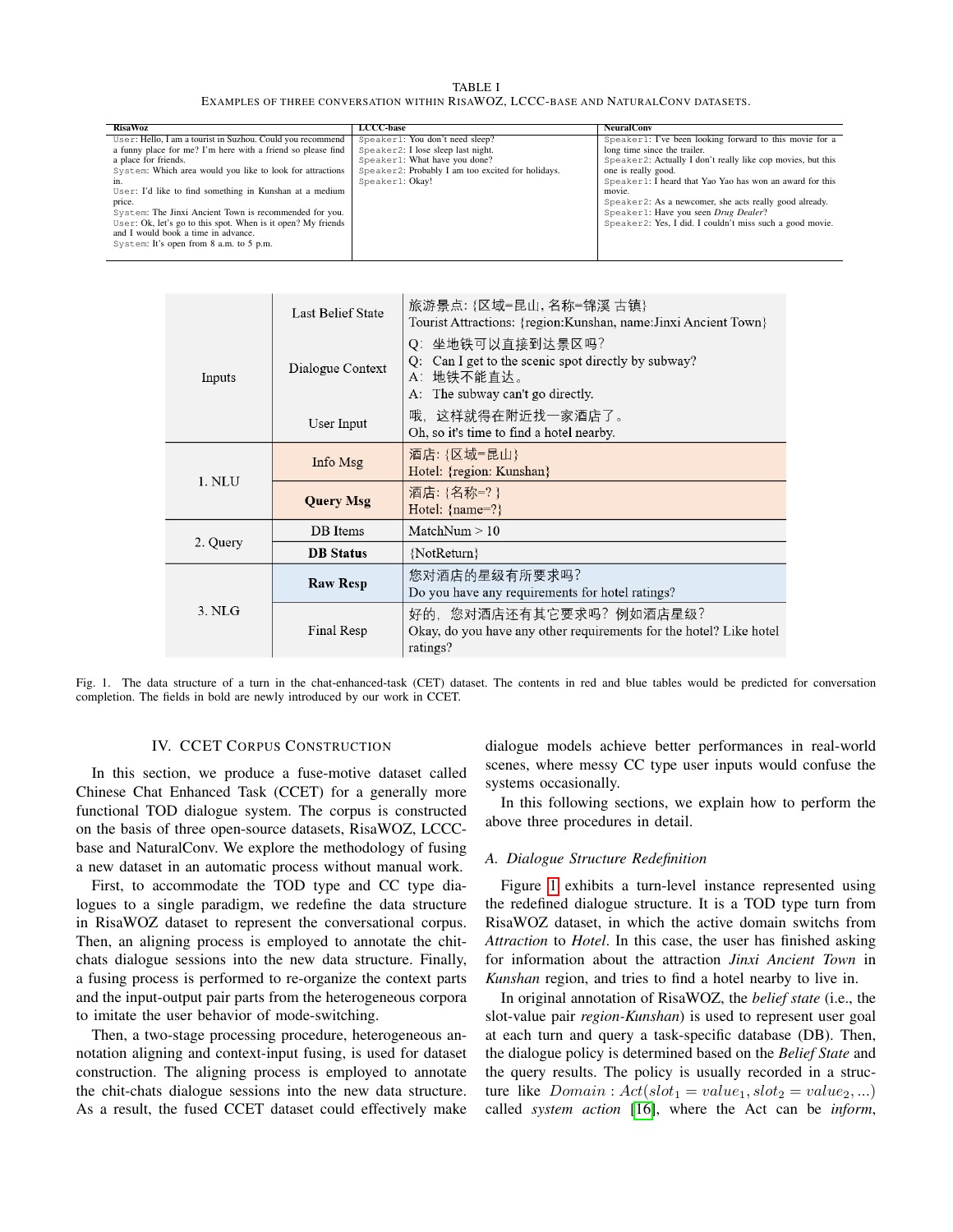TABLE I
EXAMPLES OF THREE CONVERSATION WITHIN RISAWOZ, LCCC-BASE AND NATURALCONV DATASETS.

| RisaWoz | LCCC-base | NeuralConv |
|---|---|---|
| User: Hello, I am a tourist in Suzhou. Could you recommend a funny place for me? I'm here with a friend so please find a place for friends.<br>System: Which area would you like to look for attractions in.<br>User: I'd like to find something in Kunshan at a medium price.<br>System: The Jinxi Ancient Town is recommended for you.<br>User: Ok, let's go to this spot. When is it open? My friends and I would book a time in advance.<br>System: It's open from 8 a.m. to 5 p.m. | Speaker1: You don't need sleep?<br>Speaker2: I lose sleep last night.<br>Speaker1: What have you done?<br>Speaker2: Probably I am too excited for holidays.<br>Speaker1: Okay! | Speaker1: I've been looking forward to this movie for a long time since the trailer.<br>Speaker2: Actually I don't really like cop movies, but this one is really good.<br>Speaker1: I heard that Yao Yao has won an award for this movie.<br>Speaker2: As a newcomer, she acts really good already.<br>Speaker1: Have you seen *Drug Dealer*?<br>Speaker2: Yes, I did. I couldn't miss such a good movie. |

| | | |
|---|---|---|
| Inputs | Last Belief State | 旅游景点: {区域=昆山, 名称=锦溪 古镇}<br>Tourist Attractions: {region:Kunshan, name:Jinxi Ancient Town} |
| | Dialogue Context | Q: 坐地铁可以直接到达景区吗?<br>Q: Can I get to the scenic spot directly by subway?<br>A: 地铁不能直达。<br>A: The subway can't go directly. |
| | User Input | 哦，这样就得在附近找一家酒店了。<br>Oh, so it's time to find a hotel nearby. |
| 1. NLU | Info Msg | 酒店: {区域=昆山}<br>Hotel: {region: Kunshan} |
| | **Query Msg** | 酒店: {名称=? }<br>Hotel: {name=?} |
| 2. Query | DB Items | MatchNum > 10 |
| | **DB Status** | {NotReturn} |
| 3. NLG | **Raw Resp** | 您对酒店的星级有所要求吗?<br>Do you have any requirements for hotel ratings? |
| | Final Resp | 好的，您对酒店还有其它要求吗? 例如酒店星级?<br>Okay, do you have any other requirements for the hotel? Like hotel ratings? |

Fig. 1. The data structure of a turn in the chat-enhanced-task (CET) dataset. The contents in red and blue tables would be predicted for conversation completion. The fields in bold are newly introduced by our work in CCET.

## IV. CCET CORPUS CONSTRUCTION

In this section, we produce a fuse-motive dataset called Chinese Chat Enhanced Task (CCET) for a generally more functional TOD dialogue system. The corpus is constructed on the basis of three open-source datasets, RisaWOZ, LCCC-base and NaturalConv. We explore the methodology of fusing a new dataset in an automatic process without manual work.

First, to accommodate the TOD type and CC type dialogues to a single paradigm, we redefine the data structure in RisaWOZ dataset to represent the conversational corpus. Then, an aligning process is employed to annotate the chit-chats dialogue sessions into the new data structure. Finally, a fusing process is performed to re-organize the context parts and the input-output pair parts from the heterogeneous corpora to imitate the user behavior of mode-switching.

Then, a two-stage processing procedure, heterogeneous annotation aligning and context-input fusing, is used for dataset construction. The aligning process is employed to annotate the chit-chats dialogue sessions into the new data structure. As a result, the fused CCET dataset could effectively make dialogue models achieve better performances in real-world scenes, where messy CC type user inputs would confuse the systems occasionally.

In this following sections, we explain how to perform the above three procedures in detail.

### A. Dialogue Structure Redefinition

Figure 1 exhibits a turn-level instance represented using the redefined dialogue structure. It is a TOD type turn from RisaWOZ dataset, in which the active domain switchs from *Attraction* to *Hotel*. In this case, the user has finished asking for information about the attraction *Jinxi Ancient Town* in *Kunshan* region, and tries to find a hotel nearby to live in.

In original annotation of RisaWOZ, the *belief state* (i.e., the slot-value pair *region-Kunshan*) is used to represent user goal at each turn and query a task-specific database (DB). Then, the dialogue policy is determined based on the *Belief State* and the query results. The policy is usually recorded in a structure like $Domain : Act(slot_1 = value_1, slot_2 = value_2, ...)$ called *system action* [16], where the Act can be *inform*,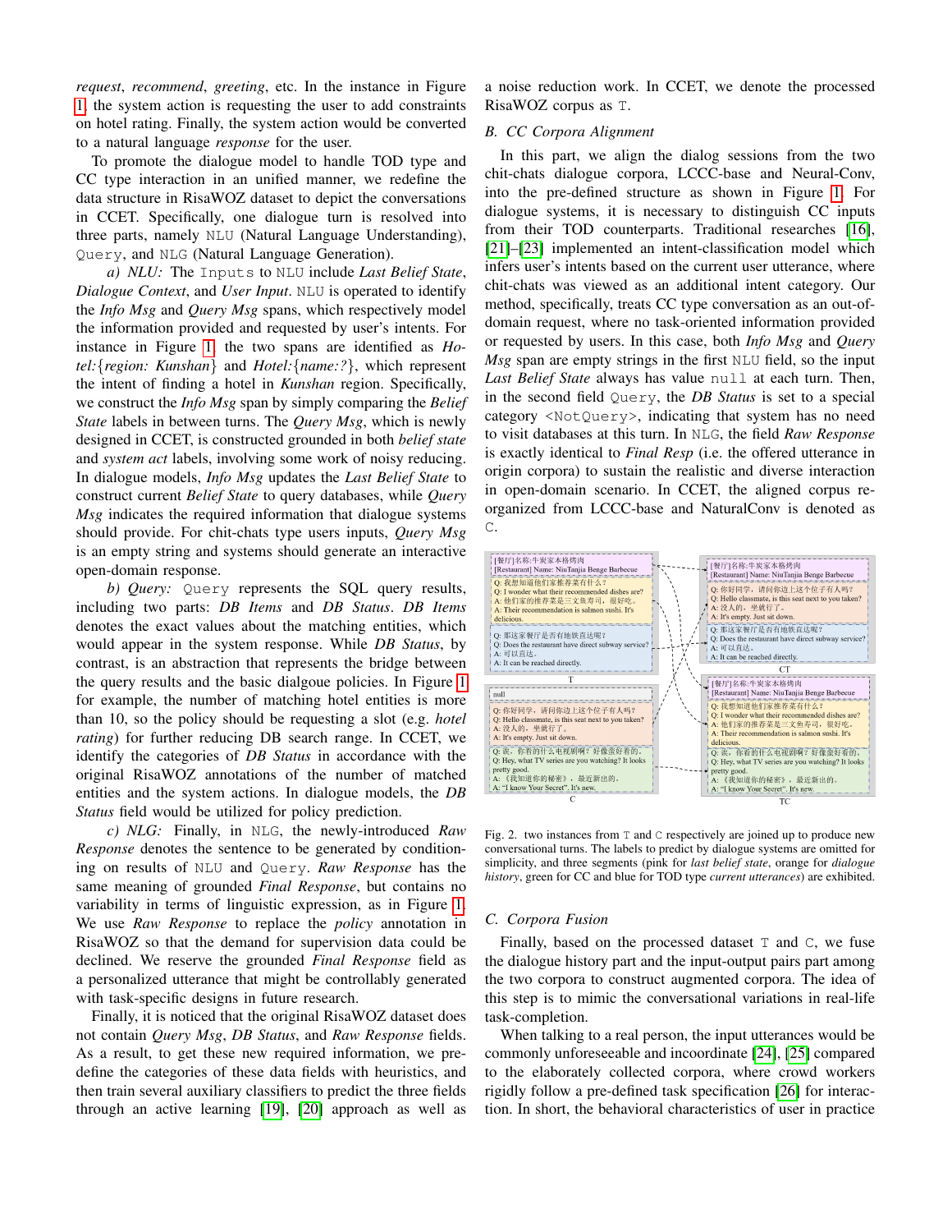*request*, *recommend*, *greeting*, etc. In the instance in Figure 1, the system action is requesting the user to add constraints on hotel rating. Finally, the system action would be converted to a natural language *response* for the user.

To promote the dialogue model to handle TOD type and CC type interaction in an unified manner, we redefine the data structure in RisaWOZ dataset to depict the conversations in CCET. Specifically, one dialogue turn is resolved into three parts, namely `NLU` (Natural Language Understanding), `Query`, and `NLG` (Natural Language Generation).

*a) NLU:* The `Inputs` to `NLU` include *Last Belief State*, *Dialogue Context*, and *User Input*. `NLU` is operated to identify the *Info Msg* and *Query Msg* spans, which respectively model the information provided and requested by user's intents. For instance in Figure 1, the two spans are identified as *Hotel:*{*region: Kunshan*} and *Hotel:*{*name:?*}, which represent the intent of finding a hotel in *Kunshan* region. Specifically, we construct the *Info Msg* span by simply comparing the *Belief State* labels in between turns. The *Query Msg*, which is newly designed in CCET, is constructed grounded in both *belief state* and *system act* labels, involving some work of noisy reducing. In dialogue models, *Info Msg* updates the *Last Belief State* to construct current *Belief State* to query databases, while *Query Msg* indicates the required information that dialogue systems should provide. For chit-chats type users inputs, *Query Msg* is an empty string and systems should generate an interactive open-domain response.

*b) Query:* `Query` represents the SQL query results, including two parts: *DB Items* and *DB Status*. *DB Items* denotes the exact values about the matching entities, which would appear in the system response. While *DB Status*, by contrast, is an abstraction that represents the bridge between the query results and the basic dialgoue policies. In Figure 1 for example, the number of matching hotel entities is more than 10, so the policy should be requesting a slot (e.g. *hotel rating*) for further reducing DB search range. In CCET, we identify the categories of *DB Status* in accordance with the original RisaWOZ annotations of the number of matched entities and the system actions. In dialogue models, the *DB Status* field would be utilized for policy prediction.

*c) NLG:* Finally, in `NLG`, the newly-introduced *Raw Response* denotes the sentence to be generated by conditioning on results of `NLU` and `Query`. *Raw Response* has the same meaning of grounded *Final Response*, but contains no variability in terms of linguistic expression, as in Figure 1. We use *Raw Response* to replace the *policy* annotation in RisaWOZ so that the demand for supervision data could be declined. We reserve the grounded *Final Response* field as a personalized utterance that might be controllably generated with task-specific designs in future research.

Finally, it is noticed that the original RisaWOZ dataset does not contain *Query Msg*, *DB Status*, and *Raw Response* fields. As a result, to get these new required information, we predefine the categories of these data fields with heuristics, and then train several auxiliary classifiers to predict the three fields through an active learning [19], [20] approach as well as a noise reduction work. In CCET, we denote the processed RisaWOZ corpus as `T`.

## B. CC Corpora Alignment

In this part, we align the dialog sessions from the two chit-chats dialogue corpora, LCCC-base and Neural-Conv, into the pre-defined structure as shown in Figure 1. For dialogue systems, it is necessary to distinguish CC inputs from their TOD counterparts. Traditional researches [16], [21]–[23] implemented an intent-classification model which infers user's intents based on the current user utterance, where chit-chats was viewed as an additional intent category. Our method, specifically, treats CC type conversation as an out-of-domain request, where no task-oriented information provided or requested by users. In this case, both *Info Msg* and *Query Msg* span are empty strings in the first `NLU` field, so the input *Last Belief State* always has value `null` at each turn. Then, in the second field `Query`, the *DB Status* is set to a special category `<NotQuery>`, indicating that system has no need to visit databases at this turn. In `NLG`, the field *Raw Response* is exactly identical to *Final Resp* (i.e. the offered utterance in origin corpora) to sustain the realistic and diverse interaction in open-domain scenario. In CCET, the aligned corpus reorganized from LCCC-base and NaturalConv is denoted as `C`.

[餐厅]名称:牛夹家本格烤肉
[Restaurant] Name: NiuTanjia Benge Barbecue
Q: 我想知道他们家推荐菜有什么？
Q: I wonder what their recommended dishes are?
A: 他们家的推荐菜是三文鱼寿司，很好吃。
A: Their recommendation is salmon sushi. It's delicious.
Q: 那这家餐厅是否有地铁直达呢？
Q: Does the restaurant have direct subway service?
A: 可以直达。
A: It can be reached directly.
T

null
Q: 你好同学，请问你边上这个位子有人吗？
Q: Hello classmate, is this seat next to you taken?
A: 没人的，坐就行了。
A: It's empty. Just sit down.
Q: 哎，你看的什么电视剧啊？好像蛮好看的。
Q: Hey, what TV series are you watching? It looks pretty good.
A: 《我知道你的秘密》，最近新出的。
A: "I know Your Secret". It's new.
C

[餐厅]名称:牛夹家本格烤肉
[Restaurant] Name: NiuTanjia Benge Barbecue
Q: 你好同学，请问你边上这个位子有人吗？
Q: Hello classmate, is this seat next to you taken?
A: 没人的，坐就行了。
A: It's empty. Just sit down.
Q: 那这家餐厅是否有地铁直达呢？
Q: Does the restaurant have direct subway service?
A: 可以直达。
A: It can be reached directly.
CT

[餐厅]名称:牛夹家本格烤肉
[Restaurant] Name: NiuTanjia Benge Barbecue
Q: 我想知道他们家推荐菜有什么？
Q: I wonder what their recommended dishes are?
A: 他们家的推荐菜是三文鱼寿司，很好吃。
A: Their recommendation is salmon sushi. It's delicious.
Q: 哎，你看的什么电视剧啊？好像蛮好看的。
Q: Hey, what TV series are you watching? It looks pretty good.
A: 《我知道你的秘密》，最近新出的。
A: "I know Your Secret". It's new.
TC

Fig. 2. two instances from `T` and `C` respectively are joined up to produce new conversational turns. The labels to predict by dialogue systems are omitted for simplicity, and three segments (pink for *last belief state*, orange for *dialogue history*, green for CC and blue for TOD type *current utterances*) are exhibited.

## C. Corpora Fusion

Finally, based on the processed dataset `T` and `C`, we fuse the dialogue history part and the input-output pairs part among the two corpora to construct augmented corpora. The idea of this step is to mimic the conversational variations in real-life task-completion.

When talking to a real person, the input utterances would be commonly unforeseeable and incoordinate [24], [25] compared to the elaborately collected corpora, where crowd workers rigidly follow a pre-defined task specification [26] for interaction. In short, the behavioral characteristics of user in practice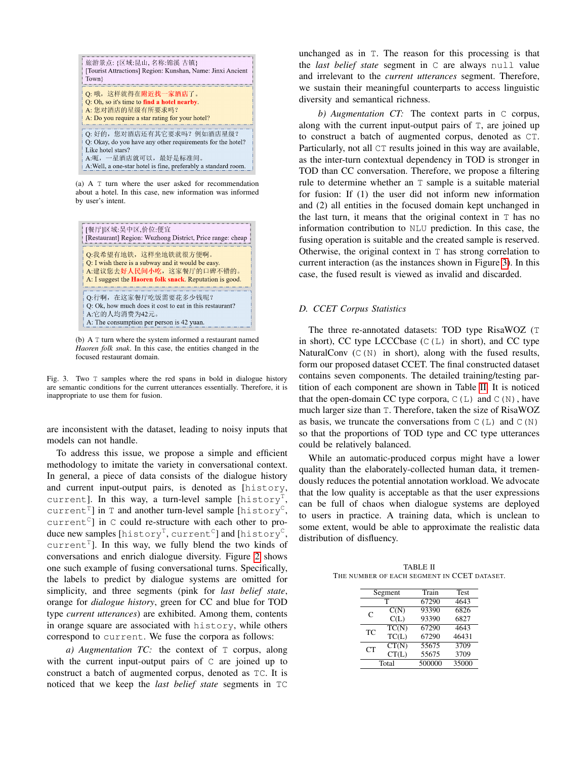旅游景点: {区域:昆山, 名称:锦溪 古镇}
[Tourist Attractions] Region: Kunshan, Name: Jinxi Ancient Town}

Q: 哦，这样就得在**附近找一家酒店了**。
Q: Oh, so it's time to **find a hotel nearby**.
A: 您对酒店的星级有所要求吗?
A: Do you require a star rating for your hotel?

Q: 好的，您对酒店还有其它要求吗？例如酒店星级？
Q: Okay, do you have any other requirements for the hotel? Like hotel stars?
A:呃，一星酒店就可以，最好是标准间。
A:Well, a one-star hotel is fine, preferably a standard room.

(a) A T turn where the user asked for recommendation about a hotel. In this case, new information was informed by user's intent.

[餐厅]区域:吴中区,价位:便宜
[Restaurant] Region: Wuzhong District, Price range: cheap

Q:我希望有地铁，这样坐地铁就很方便啊。
Q: I wish there is a subway and it would be easy.
A:建议您去**好人民间小吃**，这家餐厅的口碑不错的。
A: I suggest the **Haoren folk snack**. Reputation is good.

Q:行啊，在这家餐厅吃饭需要花多少钱呢？
Q: Ok, how much does it cost to eat in this restaurant?
A:它的人均消费为42元。
A: The consumption per person is 42 yuan.

(b) A T turn where the system informed a restaurant named *Haoren folk snak*. In this case, the entities changed in the focused restaurant domain.

Fig. 3. Two T samples where the red spans in bold in dialogue history are semantic conditions for the current utterances essentially. Therefore, it is inappropriate to use them for fusion.

are inconsistent with the dataset, leading to noisy inputs that models can not handle.

To address this issue, we propose a simple and efficient methodology to imitate the variety in conversational context. In general, a piece of data consists of the dialogue history and current input-output pairs, is denoted as [history, current]. In this way, a turn-level sample [$\text{history}^{T}$, $\text{current}^{T}$] in T and another turn-level sample [$\text{history}^{C}$, $\text{current}^{C}$] in C could re-structure with each other to produce new samples [$\text{history}^{T}$, $\text{current}^{C}$] and [$\text{history}^{C}$, $\text{current}^{T}$]. In this way, we fully blend the two kinds of conversations and enrich dialogue diversity. Figure 2 shows one such example of fusing conversational turns. Specifically, the labels to predict by dialogue systems are omitted for simplicity, and three segments (pink for *last belief state*, orange for *dialogue history*, green for CC and blue for TOD type *current utterances*) are exhibited. Among them, contents in orange square are associated with history, while others correspond to current. We fuse the corpora as follows:

*a) Augmentation TC:* the context of T corpus, along with the current input-output pairs of C are joined up to construct a batch of augmented corpus, denoted as TC. It is noticed that we keep the *last belief state* segments in TC unchanged as in T. The reason for this processing is that the *last belief state* segment in C are always null value and irrelevant to the *current utterances* segment. Therefore, we sustain their meaningful counterparts to access linguistic diversity and semantical richness.

*b) Augmentation CT:* The context parts in C corpus, along with the current input-output pairs of T, are joined up to construct a batch of augmented corpus, denoted as CT. Particularly, not all CT results joined in this way are available, as the inter-turn contextual dependency in TOD is stronger in TOD than CC conversation. Therefore, we propose a filtering rule to determine whether an T sample is a suitable material for fusion: If (1) the user did not inform new information and (2) all entities in the focused domain kept unchanged in the last turn, it means that the original context in T has no information contribution to NLU prediction. In this case, the fusing operation is suitable and the created sample is reserved. Otherwise, the original context in T has strong correlation to current interaction (as the instances shown in Figure 3). In this case, the fused result is viewed as invalid and discarded.

### D. CCET Corpus Statistics

The three re-annotated datasets: TOD type RisaWOZ (T in short), CC type LCCCbase (C(L) in short), and CC type NaturalConv (C(N) in short), along with the fused results, form our proposed dataset CCET. The final constructed dataset contains seven components. The detailed training/testing partition of each component are shown in Table II. It is noticed that the open-domain CC type corpora, C(L) and C(N), have much larger size than T. Therefore, taken the size of RisaWOZ as basis, we truncate the conversations from C(L) and C(N) so that the proportions of TOD type and CC type utterances could be relatively balanced.

While an automatic-produced corpus might have a lower quality than the elaborately-collected human data, it tremendously reduces the potential annotation workload. We advocate that the low quality is acceptable as that the user expressions can be full of chaos when dialogue systems are deployed to users in practice. A training data, which is unclear to some extent, would be able to approximate the realistic data distribution of disfluency.

TABLE II
THE NUMBER OF EACH SEGMENT IN CCET DATASET.

| Segment | | Train | Test |
|---|---|---|---|
| T | | 67290 | 4643 |
| C | C(N) | 93390 | 6826 |
| | C(L) | 93390 | 6827 |
| TC | TC(N) | 67290 | 4643 |
| | TC(L) | 67290 | 46431 |
| CT | CT(N) | 55675 | 3709 |
| | CT(L) | 55675 | 3709 |
| Total | | 500000 | 35000 |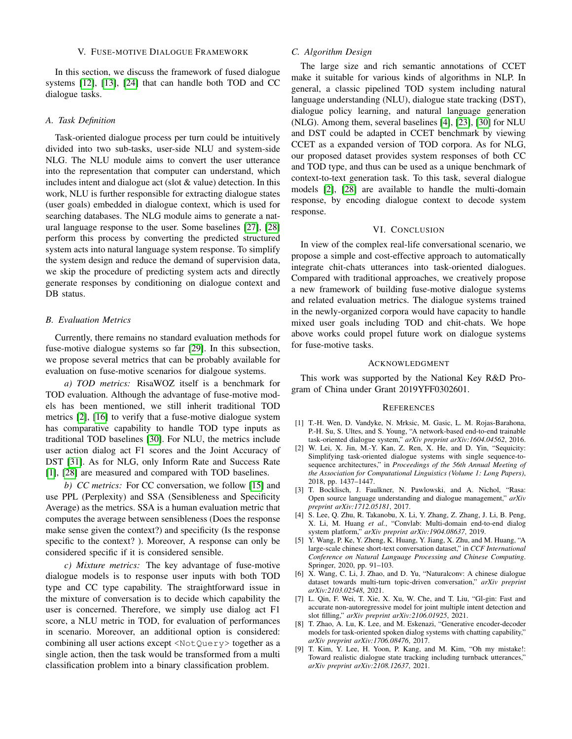## V. Fuse-motive Dialogue Framework

In this section, we discuss the framework of fused dialogue systems [12], [13], [24] that can handle both TOD and CC dialogue tasks.

### A. Task Definition

Task-oriented dialogue process per turn could be intuitively divided into two sub-tasks, user-side NLU and system-side NLG. The NLU module aims to convert the user utterance into the representation that computer can understand, which includes intent and dialogue act (slot & value) detection. In this work, NLU is further responsible for extracting dialogue states (user goals) embedded in dialogue context, which is used for searching databases. The NLG module aims to generate a natural language response to the user. Some baselines [27], [28] perform this process by converting the predicted structured system acts into natural language system response. To simplify the system design and reduce the demand of supervision data, we skip the procedure of predicting system acts and directly generate responses by conditioning on dialogue context and DB status.

### B. Evaluation Metrics

Currently, there remains no standard evaluation methods for fuse-motive dialogue systems so far [29]. In this subsection, we propose several metrics that can be probably available for evaluation on fuse-motive scenarios for dialgoue systems.

*a) TOD metrics:* RisaWOZ itself is a benchmark for TOD evaluation. Although the advantage of fuse-motive models has been mentioned, we still inherit traditional TOD metrics [2], [16] to verify that a fuse-motive dialogue system has comparative capability to handle TOD type inputs as traditional TOD baselines [30]. For NLU, the metrics include user action dialog act F1 scores and the Joint Accuracy of DST [31]. As for NLG, only Inform Rate and Success Rate [1], [28] are measured and compared with TOD baselines.

*b) CC metrics:* For CC conversation, we follow [15] and use PPL (Perplexity) and SSA (Sensibleness and Specificity Average) as the metrics. SSA is a human evaluation metric that computes the average between sensibleness (Does the response make sense given the context?) and specificity (Is the response specific to the context? ). Moreover, A response can only be considered specific if it is considered sensible.

*c) Mixture metrics:* The key advantage of fuse-motive dialogue models is to response user inputs with both TOD type and CC type capability. The straightforward issue in the mixture of conversation is to decide which capability the user is concerned. Therefore, we simply use dialog act F1 score, a NLU metric in TOD, for evaluation of performances in scenario. Moreover, an additional option is considered: combining all user actions except `<NotQuery>` together as a single action, then the task would be transformed from a multi classification problem into a binary classification problem.

### C. Algorithm Design

The large size and rich semantic annotations of CCET make it suitable for various kinds of algorithms in NLP. In general, a classic pipelined TOD system including natural language understanding (NLU), dialogue state tracking (DST), dialogue policy learning, and natural language generation (NLG). Among them, several baselines [4], [23], [30] for NLU and DST could be adapted in CCET benchmark by viewing CCET as a expanded version of TOD corpora. As for NLG, our proposed dataset provides system responses of both CC and TOD type, and thus can be used as a unique benchmark of context-to-text generation task. To this task, several dialogue models [2], [28] are available to handle the multi-domain response, by encoding dialogue context to decode system response.

## VI. Conclusion

In view of the complex real-life conversational scenario, we propose a simple and cost-effective approach to automatically integrate chit-chats utterances into task-oriented dialogues. Compared with traditional approaches, we creatively propose a new framework of building fuse-motive dialogue systems and related evaluation metrics. The dialogue systems trained in the newly-organized corpora would have capacity to handle mixed user goals including TOD and chit-chats. We hope above works could propel future work on dialogue systems for fuse-motive tasks.

## Acknowledgment

This work was supported by the National Key R&D Program of China under Grant 2019YFF0302601.

## References

[1] T.-H. Wen, D. Vandyke, N. Mrksic, M. Gasic, L. M. Rojas-Barahona, P.-H. Su, S. Ultes, and S. Young, "A network-based end-to-end trainable task-oriented dialogue system," *arXiv preprint arXiv:1604.04562*, 2016.

[2] W. Lei, X. Jin, M.-Y. Kan, Z. Ren, X. He, and D. Yin, "Sequicity: Simplifying task-oriented dialogue systems with single sequence-to-sequence architectures," in *Proceedings of the 56th Annual Meeting of the Association for Computational Linguistics (Volume 1: Long Papers)*, 2018, pp. 1437–1447.

[3] T. Bocklisch, J. Faulkner, N. Pawlowski, and A. Nichol, "Rasa: Open source language understanding and dialogue management," *arXiv preprint arXiv:1712.05181*, 2017.

[4] S. Lee, Q. Zhu, R. Takanobu, X. Li, Y. Zhang, Z. Zhang, J. Li, B. Peng, X. Li, M. Huang *et al.*, "Convlab: Multi-domain end-to-end dialog system platform," *arXiv preprint arXiv:1904.08637*, 2019.

[5] Y. Wang, P. Ke, Y. Zheng, K. Huang, Y. Jiang, X. Zhu, and M. Huang, "A large-scale chinese short-text conversation dataset," in *CCF International Conference on Natural Language Processing and Chinese Computing*. Springer, 2020, pp. 91–103.

[6] X. Wang, C. Li, J. Zhao, and D. Yu, "Naturalconv: A chinese dialogue dataset towards multi-turn topic-driven conversation," *arXiv preprint arXiv:2103.02548*, 2021.

[7] L. Qin, F. Wei, T. Xie, X. Xu, W. Che, and T. Liu, "Gl-gin: Fast and accurate non-autoregressive model for joint multiple intent detection and slot filling," *arXiv preprint arXiv:2106.01925*, 2021.

[8] T. Zhao, A. Lu, K. Lee, and M. Eskenazi, "Generative encoder-decoder models for task-oriented spoken dialog systems with chatting capability," *arXiv preprint arXiv:1706.08476*, 2017.

[9] T. Kim, Y. Lee, H. Yoon, P. Kang, and M. Kim, "Oh my mistake!: Toward realistic dialogue state tracking including turnback utterances," *arXiv preprint arXiv:2108.12637*, 2021.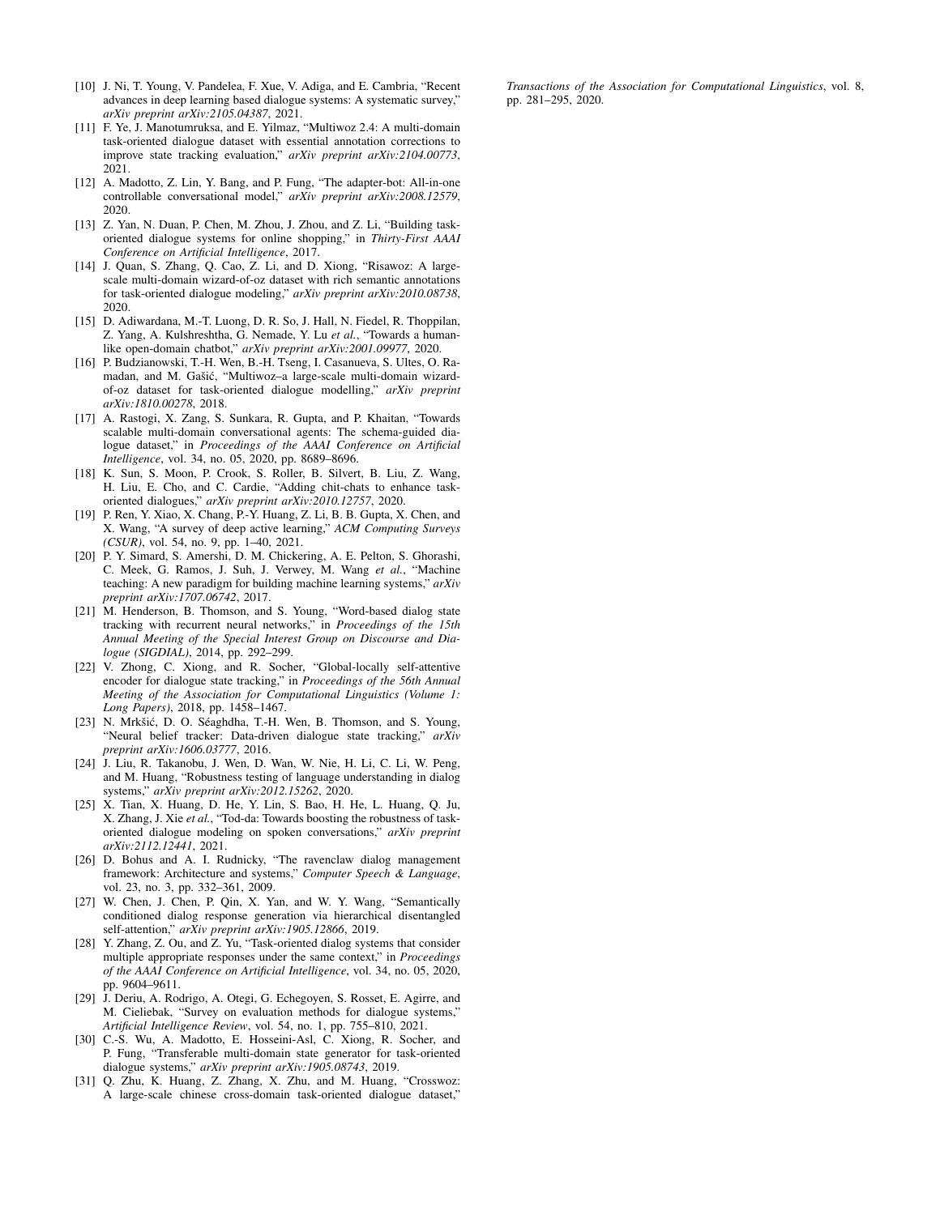[10] J. Ni, T. Young, V. Pandelea, F. Xue, V. Adiga, and E. Cambria, "Recent advances in deep learning based dialogue systems: A systematic survey," *arXiv preprint arXiv:2105.04387*, 2021.

[11] F. Ye, J. Manotumruksa, and E. Yilmaz, "Multiwoz 2.4: A multi-domain task-oriented dialogue dataset with essential annotation corrections to improve state tracking evaluation," *arXiv preprint arXiv:2104.00773*, 2021.

[12] A. Madotto, Z. Lin, Y. Bang, and P. Fung, "The adapter-bot: All-in-one controllable conversational model," *arXiv preprint arXiv:2008.12579*, 2020.

[13] Z. Yan, N. Duan, P. Chen, M. Zhou, J. Zhou, and Z. Li, "Building task-oriented dialogue systems for online shopping," in *Thirty-First AAAI Conference on Artificial Intelligence*, 2017.

[14] J. Quan, S. Zhang, Q. Cao, Z. Li, and D. Xiong, "Risawoz: A large-scale multi-domain wizard-of-oz dataset with rich semantic annotations for task-oriented dialogue modeling," *arXiv preprint arXiv:2010.08738*, 2020.

[15] D. Adiwardana, M.-T. Luong, D. R. So, J. Hall, N. Fiedel, R. Thoppilan, Z. Yang, A. Kulshreshtha, G. Nemade, Y. Lu *et al.*, "Towards a human-like open-domain chatbot," *arXiv preprint arXiv:2001.09977*, 2020.

[16] P. Budzianowski, T.-H. Wen, B.-H. Tseng, I. Casanueva, S. Ultes, O. Ramadan, and M. Gašić, "Multiwoz–a large-scale multi-domain wizard-of-oz dataset for task-oriented dialogue modelling," *arXiv preprint arXiv:1810.00278*, 2018.

[17] A. Rastogi, X. Zang, S. Sunkara, R. Gupta, and P. Khaitan, "Towards scalable multi-domain conversational agents: The schema-guided dialogue dataset," in *Proceedings of the AAAI Conference on Artificial Intelligence*, vol. 34, no. 05, 2020, pp. 8689–8696.

[18] K. Sun, S. Moon, P. Crook, S. Roller, B. Silvert, B. Liu, Z. Wang, H. Liu, E. Cho, and C. Cardie, "Adding chit-chats to enhance task-oriented dialogues," *arXiv preprint arXiv:2010.12757*, 2020.

[19] P. Ren, Y. Xiao, X. Chang, P.-Y. Huang, Z. Li, B. B. Gupta, X. Chen, and X. Wang, "A survey of deep active learning," *ACM Computing Surveys (CSUR)*, vol. 54, no. 9, pp. 1–40, 2021.

[20] P. Y. Simard, S. Amershi, D. M. Chickering, A. E. Pelton, S. Ghorashi, C. Meek, G. Ramos, J. Suh, J. Verwey, M. Wang *et al.*, "Machine teaching: A new paradigm for building machine learning systems," *arXiv preprint arXiv:1707.06742*, 2017.

[21] M. Henderson, B. Thomson, and S. Young, "Word-based dialog state tracking with recurrent neural networks," in *Proceedings of the 15th Annual Meeting of the Special Interest Group on Discourse and Dialogue (SIGDIAL)*, 2014, pp. 292–299.

[22] V. Zhong, C. Xiong, and R. Socher, "Global-locally self-attentive encoder for dialogue state tracking," in *Proceedings of the 56th Annual Meeting of the Association for Computational Linguistics (Volume 1: Long Papers)*, 2018, pp. 1458–1467.

[23] N. Mrkšić, D. O. Séaghdha, T.-H. Wen, B. Thomson, and S. Young, "Neural belief tracker: Data-driven dialogue state tracking," *arXiv preprint arXiv:1606.03777*, 2016.

[24] J. Liu, R. Takanobu, J. Wen, D. Wan, W. Nie, H. Li, C. Li, W. Peng, and M. Huang, "Robustness testing of language understanding in dialog systems," *arXiv preprint arXiv:2012.15262*, 2020.

[25] X. Tian, X. Huang, D. He, Y. Lin, S. Bao, H. He, L. Huang, Q. Ju, X. Zhang, J. Xie *et al.*, "Tod-da: Towards boosting the robustness of task-oriented dialogue modeling on spoken conversations," *arXiv preprint arXiv:2112.12441*, 2021.

[26] D. Bohus and A. I. Rudnicky, "The ravenclaw dialog management framework: Architecture and systems," *Computer Speech & Language*, vol. 23, no. 3, pp. 332–361, 2009.

[27] W. Chen, J. Chen, P. Qin, X. Yan, and W. Y. Wang, "Semantically conditioned dialog response generation via hierarchical disentangled self-attention," *arXiv preprint arXiv:1905.12866*, 2019.

[28] Y. Zhang, Z. Ou, and Z. Yu, "Task-oriented dialog systems that consider multiple appropriate responses under the same context," in *Proceedings of the AAAI Conference on Artificial Intelligence*, vol. 34, no. 05, 2020, pp. 9604–9611.

[29] J. Deriu, A. Rodrigo, A. Otegi, G. Echegoyen, S. Rosset, E. Agirre, and M. Cieliebak, "Survey on evaluation methods for dialogue systems," *Artificial Intelligence Review*, vol. 54, no. 1, pp. 755–810, 2021.

[30] C.-S. Wu, A. Madotto, E. Hosseini-Asl, C. Xiong, R. Socher, and P. Fung, "Transferable multi-domain state generator for task-oriented dialogue systems," *arXiv preprint arXiv:1905.08743*, 2019.

[31] Q. Zhu, K. Huang, Z. Zhang, X. Zhu, and M. Huang, "Crosswoz: A large-scale chinese cross-domain task-oriented dialogue dataset," *Transactions of the Association for Computational Linguistics*, vol. 8, pp. 281–295, 2020.